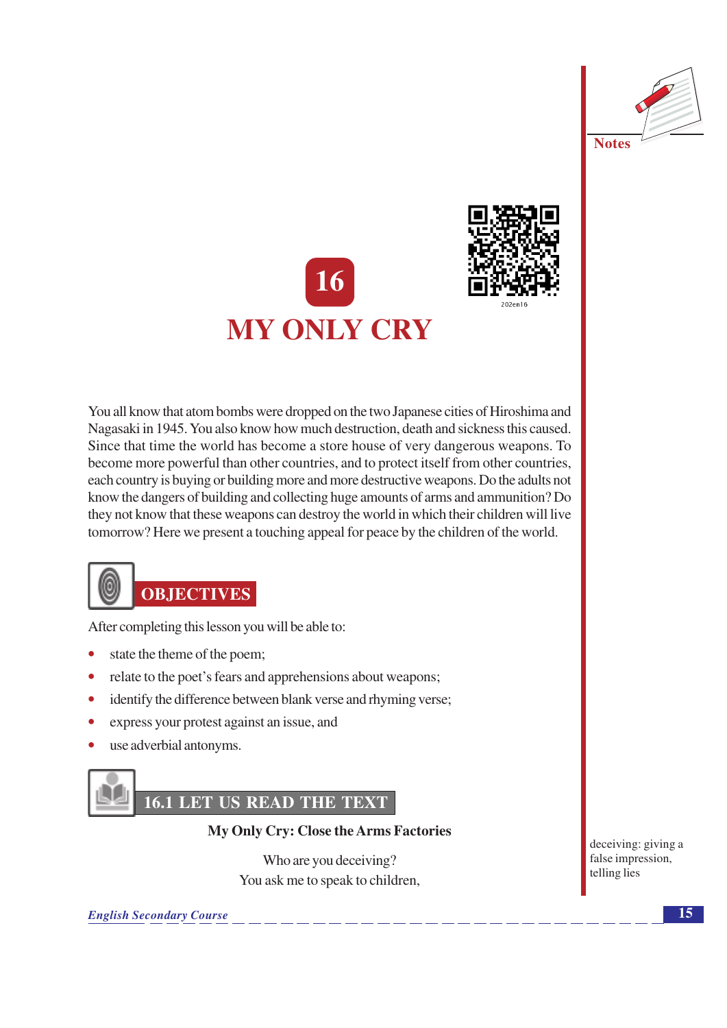# 16

# MY ONLY CRY

You all know that atom bombs were dropped on the two Japanese cities of Hiroshima and Nagasaki in 1945. You also know how much destruction, death and sickness this caused. Since that time the world has become a store house of very dangerous weapons. To become more powerful than other countries, and to protect itself from other countries, each country is buying or building more and more destructive weapons. Do the adults not know the dangers of building and collecting huge amounts of arms and ammunition? Do they not know that these weapons can destroy the world in which their children will live tomorrow? Here we present a touching appeal for peace by the children of the world.

## OBJECTIVES

After completing this lesson you will be able to:

- state the theme of the poem;
- relate to the poet's fears and apprehensions about weapons;
- identify the difference between blank verse and rhyming verse;
- express your protest against an issue, and
- use adverbial antonyms.

## 16.1 LET US READ THE TEXT

**My Only Cry: Close the Arms Factories**

Who are you deceiving?
You ask me to speak to children,

deceiving: giving a false impression, telling lies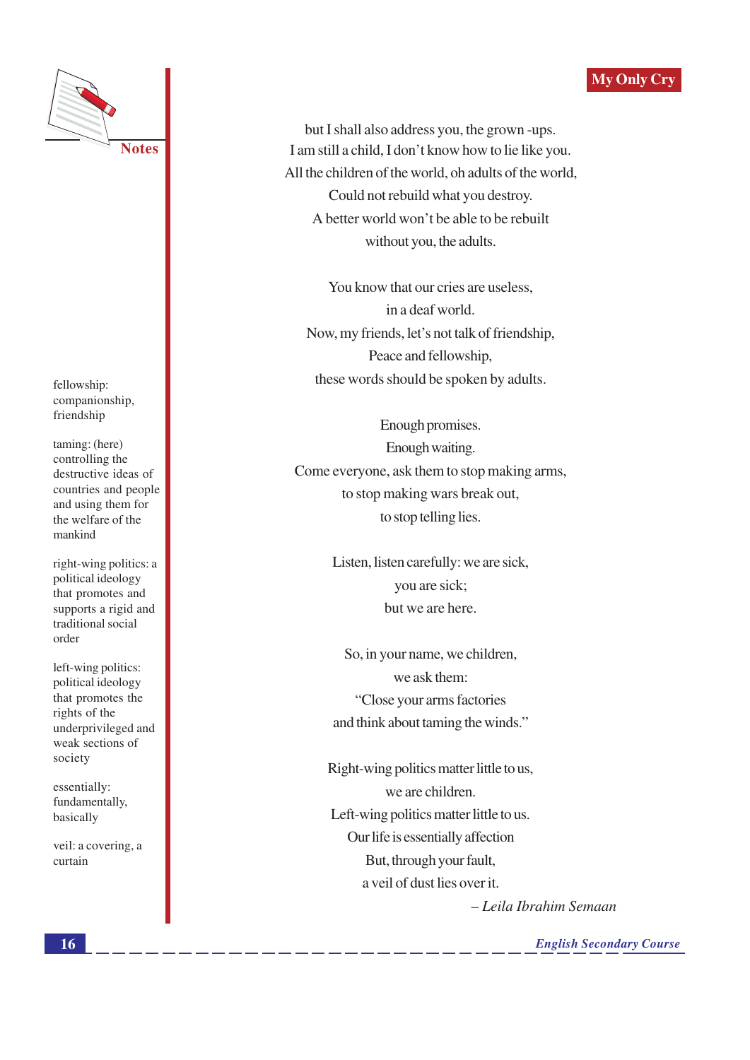but I shall also address you, the grown -ups.
I am still a child, I don't know how to lie like you.
All the children of the world, oh adults of the world,
Could not rebuild what you destroy.
A better world won't be able to be rebuilt
without you, the adults.

You know that our cries are useless,
in a deaf world.
Now, my friends, let's not talk of friendship,
Peace and fellowship,
these words should be spoken by adults.

Enough promises.
Enough waiting.
Come everyone, ask them to stop making arms,
to stop making wars break out,
to stop telling lies.

Listen, listen carefully: we are sick,
you are sick;
but we are here.

So, in your name, we children,
we ask them:
"Close your arms factories
and think about taming the winds."

Right-wing politics matter little to us,
we are children.
Left-wing politics matter little to us.
Our life is essentially affection
But, through your fault,
a veil of dust lies over it.

*– Leila Ibrahim Semaan*

**Notes**

fellowship: companionship, friendship

taming: (here) controlling the destructive ideas of countries and people and using them for the welfare of the mankind

right-wing politics: a political ideology that promotes and supports a rigid and traditional social order

left-wing politics: political ideology that promotes the rights of the underprivileged and weak sections of society

essentially: fundamentally, basically

veil: a covering, a curtain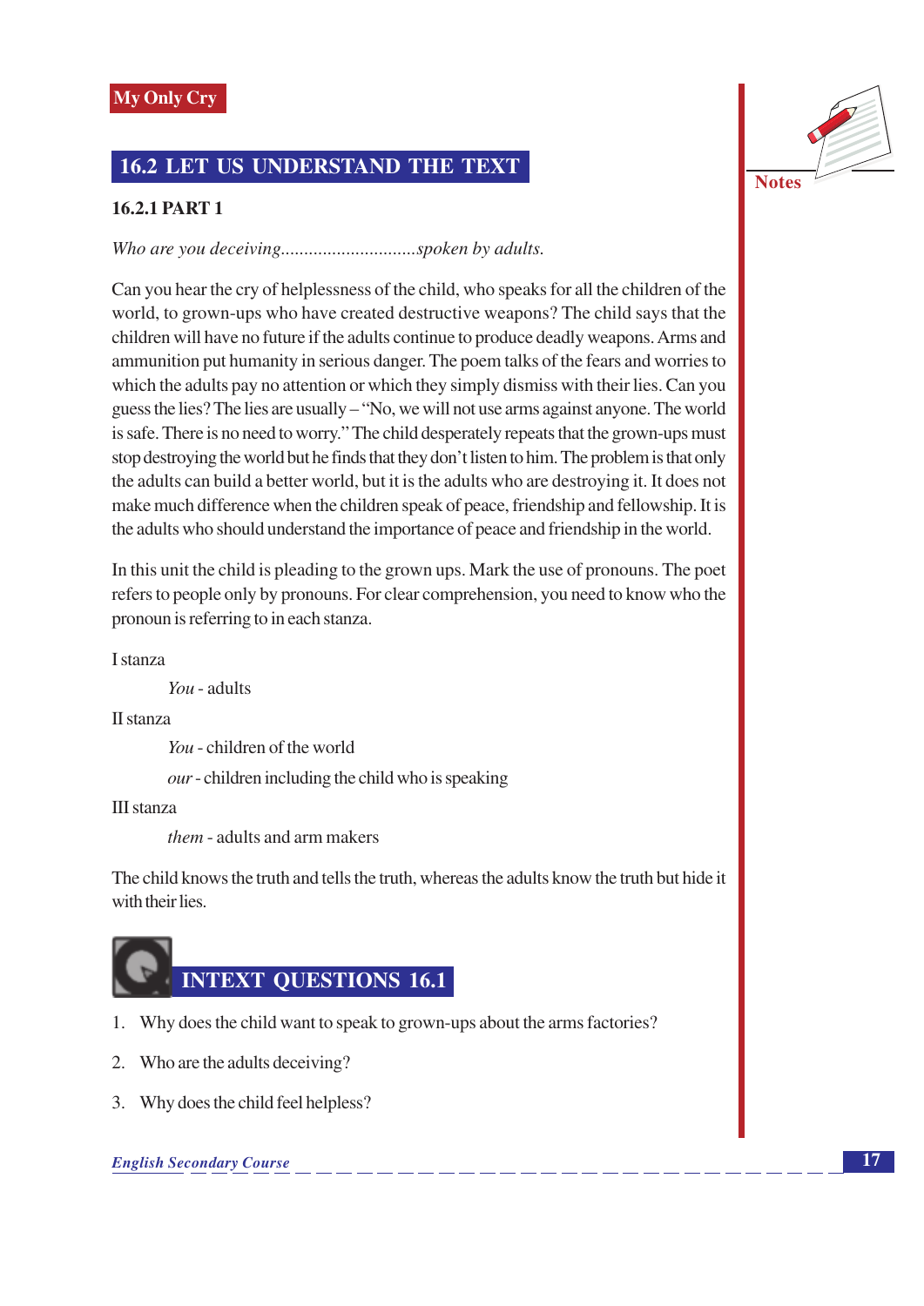## 16.2 LET US UNDERSTAND THE TEXT

### 16.2.1 PART 1

*Who are you deceiving.............................spoken by adults.*

Can you hear the cry of helplessness of the child, who speaks for all the children of the world, to grown-ups who have created destructive weapons? The child says that the children will have no future if the adults continue to produce deadly weapons. Arms and ammunition put humanity in serious danger. The poem talks of the fears and worries to which the adults pay no attention or which they simply dismiss with their lies. Can you guess the lies? The lies are usually – "No, we will not use arms against anyone. The world is safe. There is no need to worry." The child desperately repeats that the grown-ups must stop destroying the world but he finds that they don't listen to him. The problem is that only the adults can build a better world, but it is the adults who are destroying it. It does not make much difference when the children speak of peace, friendship and fellowship. It is the adults who should understand the importance of peace and friendship in the world.

In this unit the child is pleading to the grown ups. Mark the use of pronouns. The poet refers to people only by pronouns. For clear comprehension, you need to know who the pronoun is referring to in each stanza.

I stanza

*You* - adults

II stanza

*You* - children of the world

*our* - children including the child who is speaking

III stanza

*them* - adults and arm makers

The child knows the truth and tells the truth, whereas the adults know the truth but hide it with their lies.

## INTEXT QUESTIONS 16.1

1. Why does the child want to speak to grown-ups about the arms factories?
2. Who are the adults deceiving?
3. Why does the child feel helpless?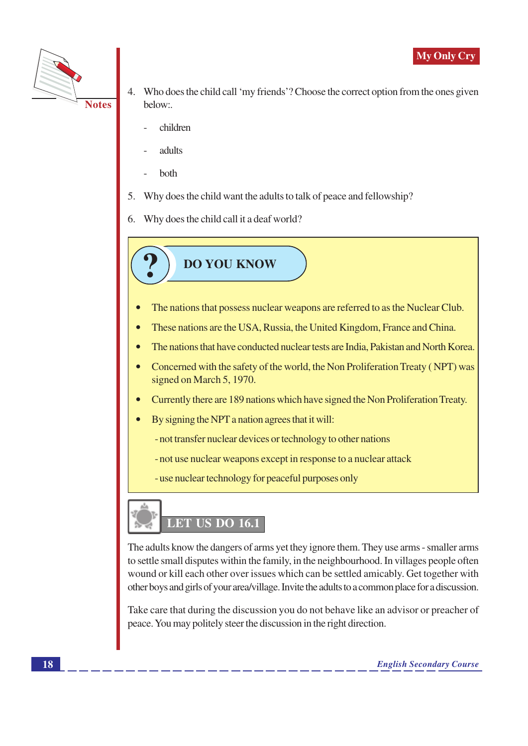4. Who does the child call 'my friends'? Choose the correct option from the ones given below:.

   - children
   - adults
   - both

5. Why does the child want the adults to talk of peace and fellowship?

6. Why does the child call it a deaf world?

## DO YOU KNOW

- The nations that possess nuclear weapons are referred to as the Nuclear Club.
- These nations are the USA, Russia, the United Kingdom, France and China.
- The nations that have conducted nuclear tests are India, Pakistan and North Korea.
- Concerned with the safety of the world, the Non Proliferation Treaty ( NPT) was signed on March 5, 1970.
- Currently there are 189 nations which have signed the Non Proliferation Treaty.
- By signing the NPT a nation agrees that it will:
  - not transfer nuclear devices or technology to other nations
  - not use nuclear weapons except in response to a nuclear attack
  - use nuclear technology for peaceful purposes only

## LET US DO 16.1

The adults know the dangers of arms yet they ignore them. They use arms - smaller arms to settle small disputes within the family, in the neighbourhood. In villages people often wound or kill each other over issues which can be settled amicably. Get together with other boys and girls of your area/village. Invite the adults to a common place for a discussion.

Take care that during the discussion you do not behave like an advisor or preacher of peace. You may politely steer the discussion in the right direction.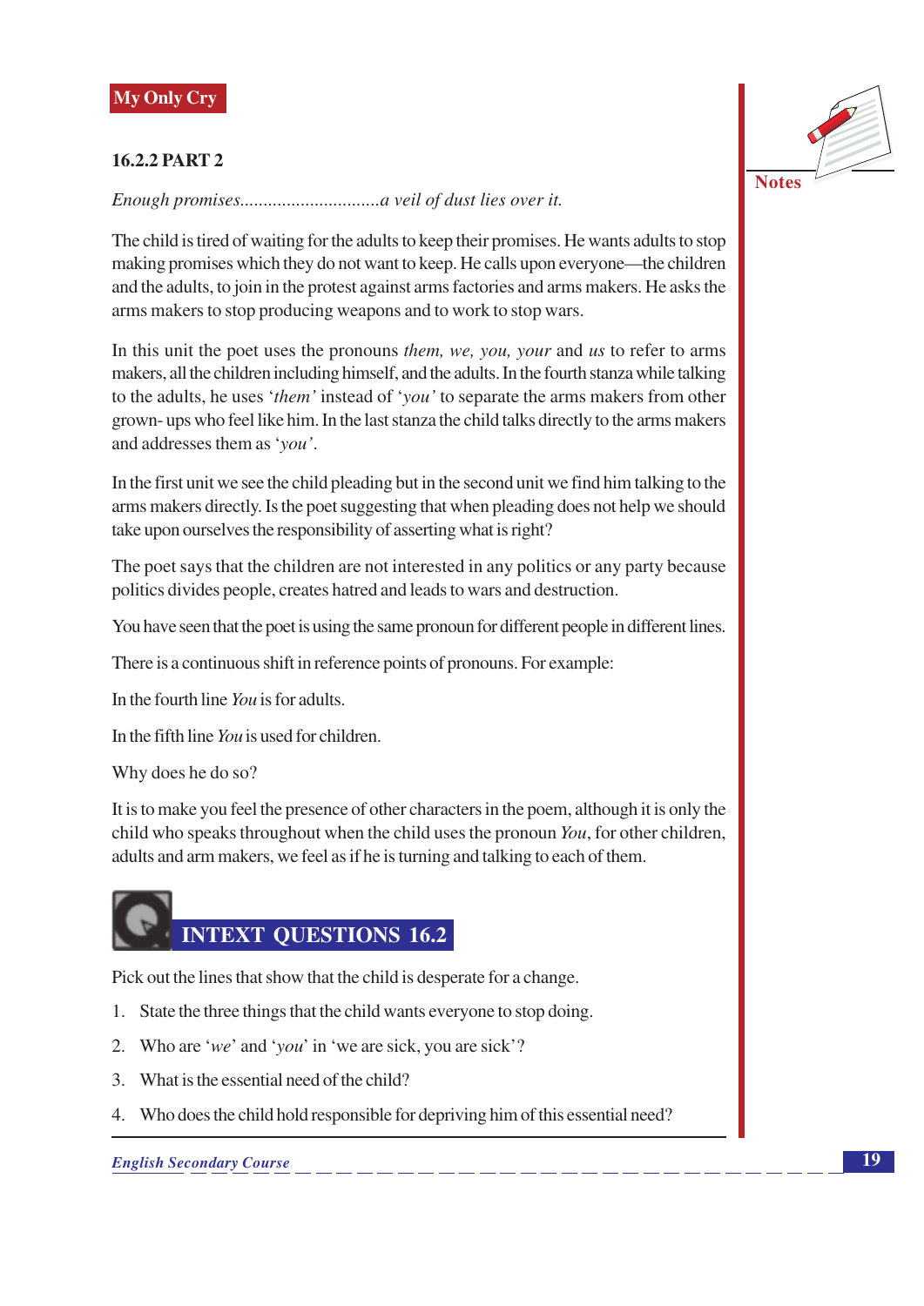### 16.2.2 PART 2

*Enough promises..............................a veil of dust lies over it.*

The child is tired of waiting for the adults to keep their promises. He wants adults to stop making promises which they do not want to keep. He calls upon everyone—the children and the adults, to join in the protest against arms factories and arms makers. He asks the arms makers to stop producing weapons and to work to stop wars.

In this unit the poet uses the pronouns *them, we, you, your* and *us* to refer to arms makers, all the children including himself, and the adults. In the fourth stanza while talking to the adults, he uses '*them*' instead of '*you*' to separate the arms makers from other grown- ups who feel like him. In the last stanza the child talks directly to the arms makers and addresses them as '*you*'.

In the first unit we see the child pleading but in the second unit we find him talking to the arms makers directly. Is the poet suggesting that when pleading does not help we should take upon ourselves the responsibility of asserting what is right?

The poet says that the children are not interested in any politics or any party because politics divides people, creates hatred and leads to wars and destruction.

You have seen that the poet is using the same pronoun for different people in different lines.

There is a continuous shift in reference points of pronouns. For example:

In the fourth line *You* is for adults.

In the fifth line *You* is used for children.

Why does he do so?

It is to make you feel the presence of other characters in the poem, although it is only the child who speaks throughout when the child uses the pronoun *You*, for other children, adults and arm makers, we feel as if he is turning and talking to each of them.

## INTEXT QUESTIONS 16.2

Pick out the lines that show that the child is desperate for a change.

1. State the three things that the child wants everyone to stop doing.
2. Who are '*we*' and '*you*' in 'we are sick, you are sick'?
3. What is the essential need of the child?
4. Who does the child hold responsible for depriving him of this essential need?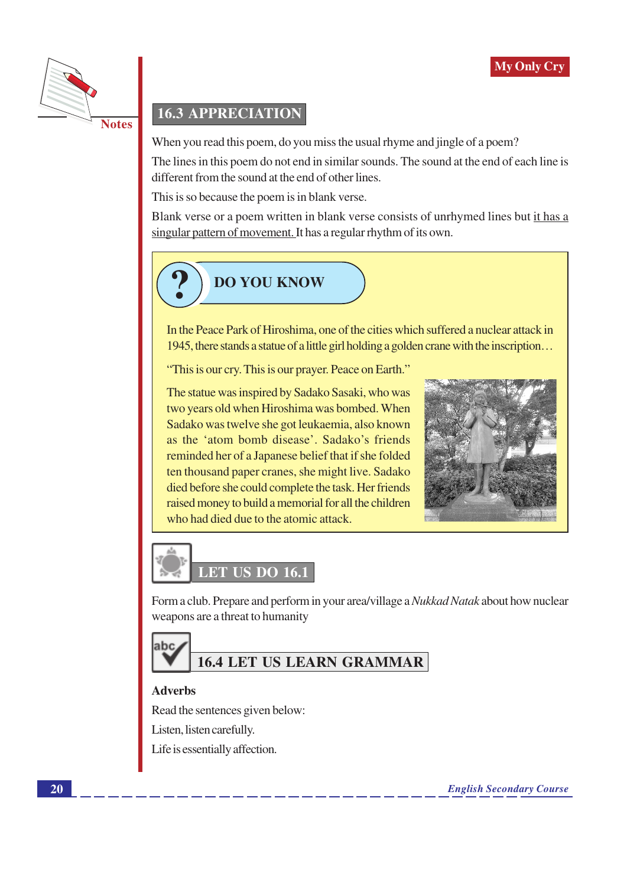## 16.3 APPRECIATION

When you read this poem, do you miss the usual rhyme and jingle of a poem?

The lines in this poem do not end in similar sounds. The sound at the end of each line is different from the sound at the end of other lines.

This is so because the poem is in blank verse.

Blank verse or a poem written in blank verse consists of unrhymed lines but it has a singular pattern of movement. It has a regular rhythm of its own.

### DO YOU KNOW

In the Peace Park of Hiroshima, one of the cities which suffered a nuclear attack in 1945, there stands a statue of a little girl holding a golden crane with the inscription…

"This is our cry. This is our prayer. Peace on Earth."

The statue was inspired by Sadako Sasaki, who was two years old when Hiroshima was bombed. When Sadako was twelve she got leukaemia, also known as the 'atom bomb disease'. Sadako's friends reminded her of a Japanese belief that if she folded ten thousand paper cranes, she might live. Sadako died before she could complete the task. Her friends raised money to build a memorial for all the children who had died due to the atomic attack.

### LET US DO 16.1

Form a club. Prepare and perform in your area/village a *Nukkad Natak* about how nuclear weapons are a threat to humanity

## 16.4 LET US LEARN GRAMMAR

**Adverbs**

Read the sentences given below:

Listen, listen carefully.

Life is essentially affection.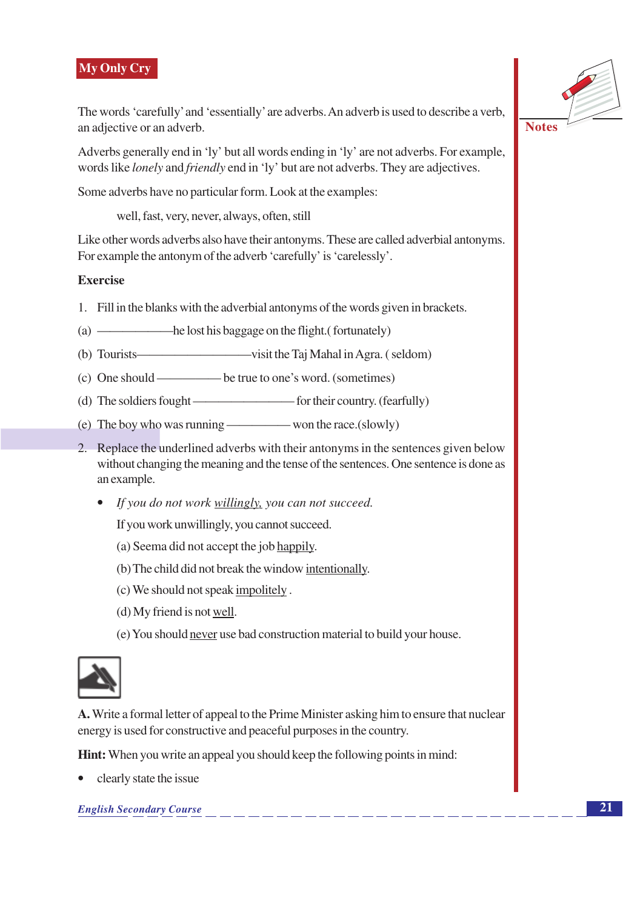The words 'carefully' and 'essentially' are adverbs. An adverb is used to describe a verb, an adjective or an adverb.

Adverbs generally end in 'ly' but all words ending in 'ly' are not adverbs. For example, words like *lonely* and *friendly* end in 'ly' but are not adverbs. They are adjectives.

Some adverbs have no particular form. Look at the examples:

well, fast, very, never, always, often, still

Like other words adverbs also have their antonyms. These are called adverbial antonyms. For example the antonym of the adverb 'carefully' is 'carelessly'.

**Exercise**

1. Fill in the blanks with the adverbial antonyms of the words given in brackets.

(a) ——————he lost his baggage on the flight.( fortunately)

(b) Tourists——————————visit the Taj Mahal in Agra. ( seldom)

(c) One should ————— be true to one's word. (sometimes)

(d) The soldiers fought ———————— for their country. (fearfully)

(e) The boy who was running ————— won the race.(slowly)

2. Replace the underlined adverbs with their antonyms in the sentences given below without changing the meaning and the tense of the sentences. One sentence is done as an example.

- *If you do not work willingly, you can not succeed.*

  If you work unwillingly, you cannot succeed.

  (a) Seema did not accept the job happily.

  (b) The child did not break the window intentionally.

  (c) We should not speak impolitely .

  (d) My friend is not well.

  (e) You should never use bad construction material to build your house.

**A.** Write a formal letter of appeal to the Prime Minister asking him to ensure that nuclear energy is used for constructive and peaceful purposes in the country.

**Hint:** When you write an appeal you should keep the following points in mind:

- clearly state the issue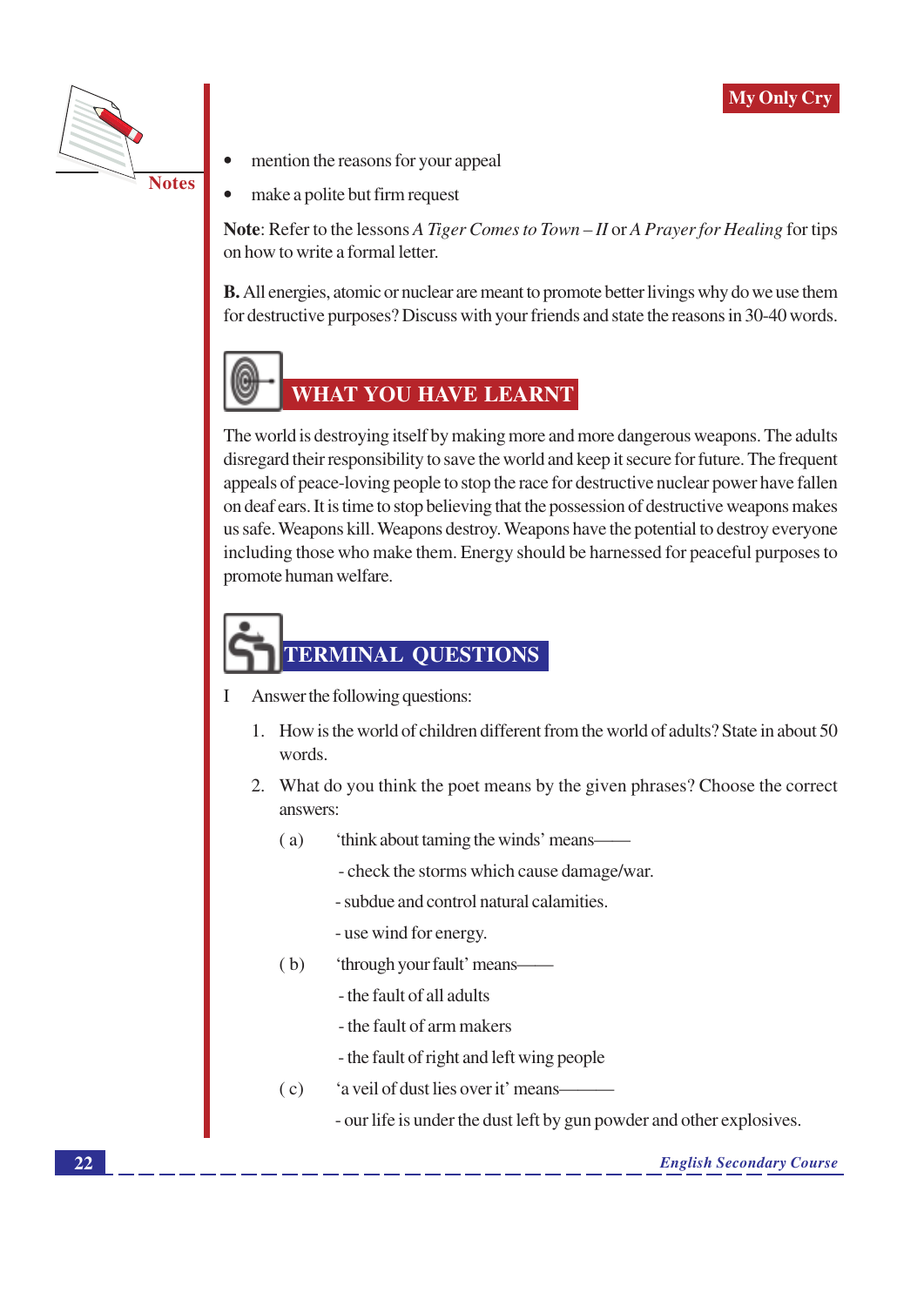- mention the reasons for your appeal
- make a polite but firm request

**Note**: Refer to the lessons *A Tiger Comes to Town – II* or *A Prayer for Healing* for tips on how to write a formal letter.

**B.** All energies, atomic or nuclear are meant to promote better livings why do we use them for destructive purposes? Discuss with your friends and state the reasons in 30-40 words.

## WHAT YOU HAVE LEARNT

The world is destroying itself by making more and more dangerous weapons. The adults disregard their responsibility to save the world and keep it secure for future. The frequent appeals of peace-loving people to stop the race for destructive nuclear power have fallen on deaf ears. It is time to stop believing that the possession of destructive weapons makes us safe. Weapons kill. Weapons destroy. Weapons have the potential to destroy everyone including those who make them. Energy should be harnessed for peaceful purposes to promote human welfare.

## TERMINAL QUESTIONS

I Answer the following questions:

1. How is the world of children different from the world of adults? State in about 50 words.

2. What do you think the poet means by the given phrases? Choose the correct answers:

   (a) 'think about taming the winds' means——

   - check the storms which cause damage/war.
   - subdue and control natural calamities.
   - use wind for energy.

   (b) 'through your fault' means——

   - the fault of all adults
   - the fault of arm makers
   - the fault of right and left wing people

   (c) 'a veil of dust lies over it' means———

   - our life is under the dust left by gun powder and other explosives.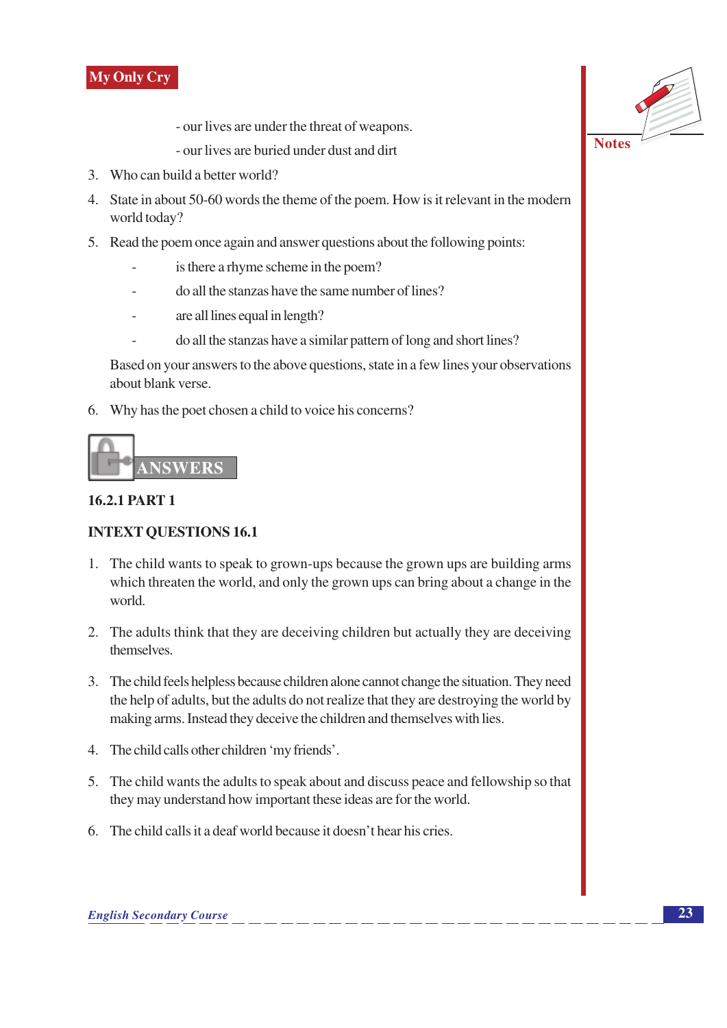- our lives are under the threat of weapons.

- our lives are buried under dust and dirt

3. Who can build a better world?

4. State in about 50-60 words the theme of the poem. How is it relevant in the modern world today?

5. Read the poem once again and answer questions about the following points:

   - is there a rhyme scheme in the poem?
   - do all the stanzas have the same number of lines?
   - are all lines equal in length?
   - do all the stanzas have a similar pattern of long and short lines?

   Based on your answers to the above questions, state in a few lines your observations about blank verse.

6. Why has the poet chosen a child to voice his concerns?

## ANSWERS

### 16.2.1 PART 1

### INTEXT QUESTIONS 16.1

1. The child wants to speak to grown-ups because the grown ups are building arms which threaten the world, and only the grown ups can bring about a change in the world.

2. The adults think that they are deceiving children but actually they are deceiving themselves.

3. The child feels helpless because children alone cannot change the situation. They need the help of adults, but the adults do not realize that they are destroying the world by making arms. Instead they deceive the children and themselves with lies.

4. The child calls other children 'my friends'.

5. The child wants the adults to speak about and discuss peace and fellowship so that they may understand how important these ideas are for the world.

6. The child calls it a deaf world because it doesn't hear his cries.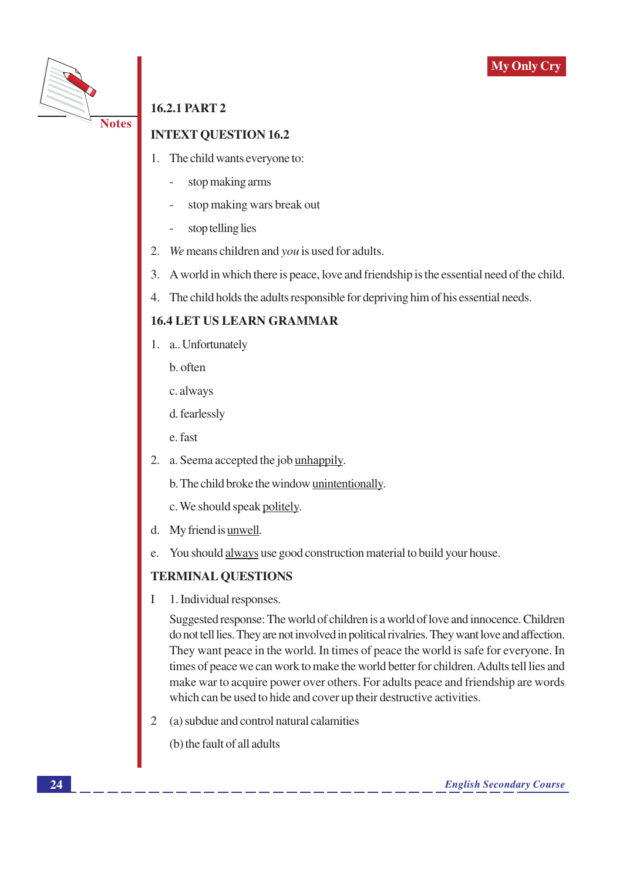### 16.2.1 PART 2

### INTEXT QUESTION 16.2

1. The child wants everyone to:
   - stop making arms
   - stop making wars break out
   - stop telling lies
2. *We* means children and *you* is used for adults.
3. A world in which there is peace, love and friendship is the essential need of the child.
4. The child holds the adults responsible for depriving him of his essential needs.

### 16.4 LET US LEARN GRAMMAR

1. a.. Unfortunately

   b. often

   c. always

   d. fearlessly

   e. fast

2. a. Seema accepted the job <u>unhappily</u>.

   b. The child broke the window <u>unintentionally</u>.

   c. We should speak <u>politely</u>.

d. My friend is <u>unwell</u>.

e. You should <u>always</u> use good construction material to build your house.

### TERMINAL QUESTIONS

I 1. Individual responses.

Suggested response: The world of children is a world of love and innocence. Children do not tell lies. They are not involved in political rivalries. They want love and affection. They want peace in the world. In times of peace the world is safe for everyone. In times of peace we can work to make the world better for children. Adults tell lies and make war to acquire power over others. For adults peace and friendship are words which can be used to hide and cover up their destructive activities.

2 (a) subdue and control natural calamities

(b) the fault of all adults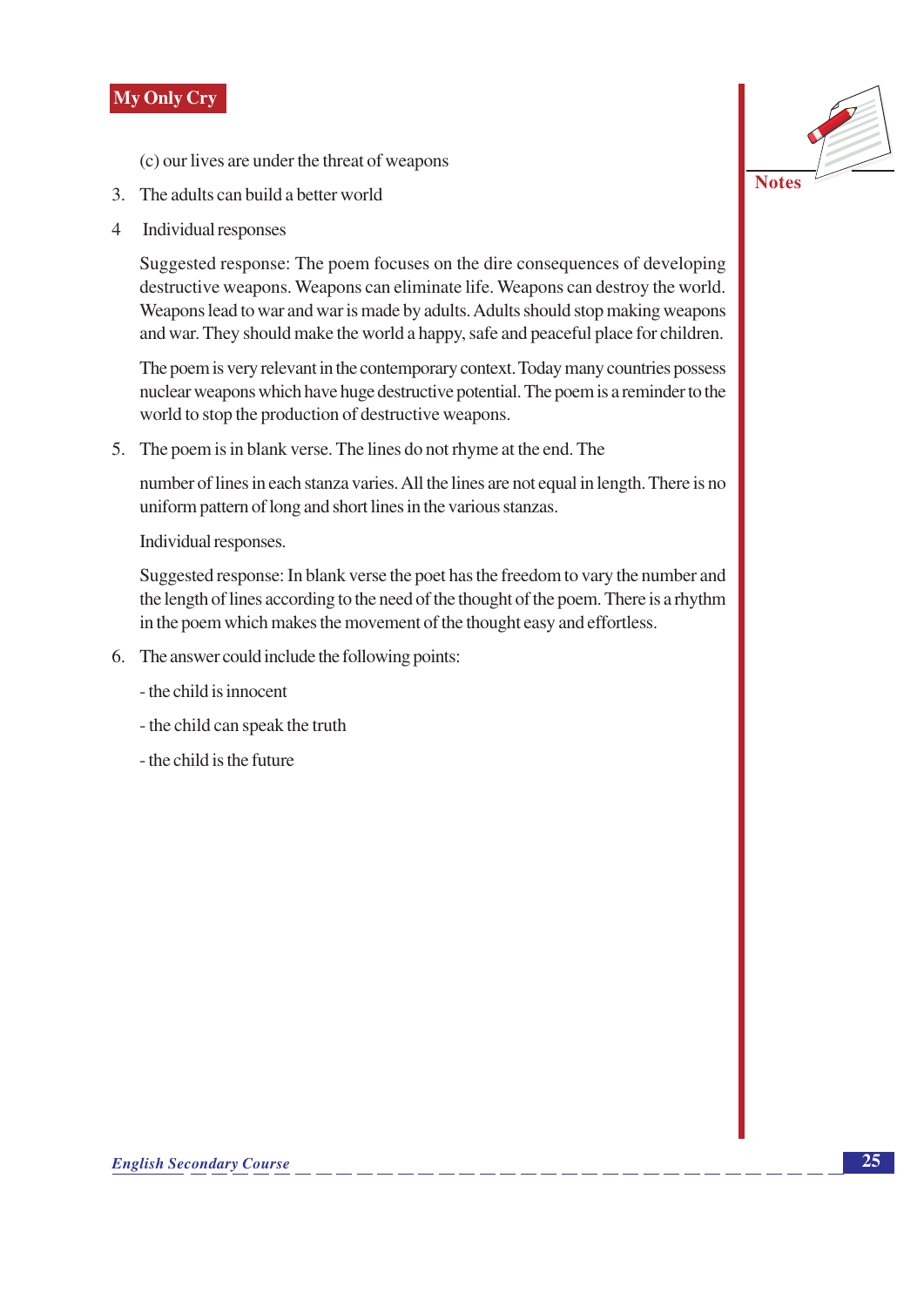(c) our lives are under the threat of weapons

3. The adults can build a better world

4 Individual responses

Suggested response: The poem focuses on the dire consequences of developing destructive weapons. Weapons can eliminate life. Weapons can destroy the world. Weapons lead to war and war is made by adults. Adults should stop making weapons and war. They should make the world a happy, safe and peaceful place for children.

The poem is very relevant in the contemporary context. Today many countries possess nuclear weapons which have huge destructive potential. The poem is a reminder to the world to stop the production of destructive weapons.

5. The poem is in blank verse. The lines do not rhyme at the end. The

number of lines in each stanza varies. All the lines are not equal in length. There is no uniform pattern of long and short lines in the various stanzas.

Individual responses.

Suggested response: In blank verse the poet has the freedom to vary the number and the length of lines according to the need of the thought of the poem. There is a rhythm in the poem which makes the movement of the thought easy and effortless.

6. The answer could include the following points:

- the child is innocent

- the child can speak the truth

- the child is the future